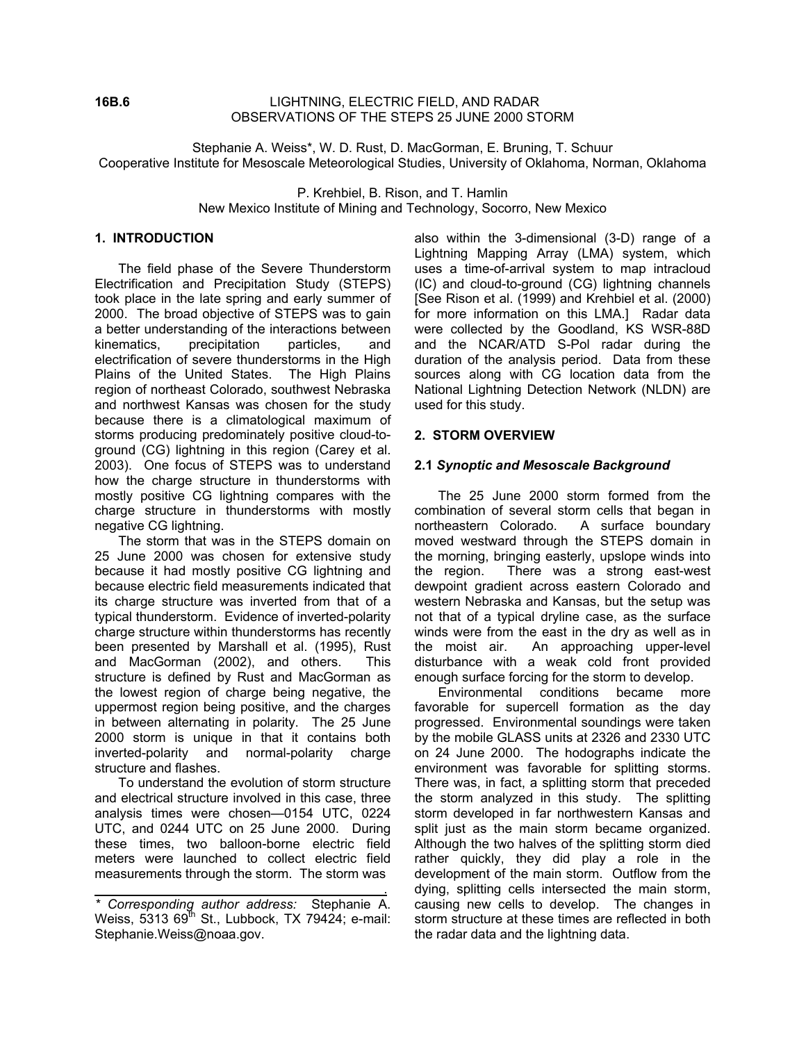**16B.6**

# LIGHTNING, ELECTRIC FIELD, AND RADAR OBSERVATIONS OF THE STEPS 25 JUNE 2000 STORM

Stephanie A. Weiss*, W. D. Rust, D. MacGorman, E. Bruning, T. Schuur
Cooperative Institute for Mesoscale Meteorological Studies, University of Oklahoma, Norman, Oklahoma

P. Krehbiel, B. Rison, and T. Hamlin
New Mexico Institute of Mining and Technology, Socorro, New Mexico

## 1. INTRODUCTION

The field phase of the Severe Thunderstorm Electrification and Precipitation Study (STEPS) took place in the late spring and early summer of 2000. The broad objective of STEPS was to gain a better understanding of the interactions between kinematics, precipitation particles, and electrification of severe thunderstorms in the High Plains of the United States. The High Plains region of northeast Colorado, southwest Nebraska and northwest Kansas was chosen for the study because there is a climatological maximum of storms producing predominately positive cloud-to-ground (CG) lightning in this region (Carey et al. 2003). One focus of STEPS was to understand how the charge structure in thunderstorms with mostly positive CG lightning compares with the charge structure in thunderstorms with mostly negative CG lightning.

The storm that was in the STEPS domain on 25 June 2000 was chosen for extensive study because it had mostly positive CG lightning and because electric field measurements indicated that its charge structure was inverted from that of a typical thunderstorm. Evidence of inverted-polarity charge structure within thunderstorms has recently been presented by Marshall et al. (1995), Rust and MacGorman (2002), and others. This structure is defined by Rust and MacGorman as the lowest region of charge being negative, the uppermost region being positive, and the charges in between alternating in polarity. The 25 June 2000 storm is unique in that it contains both inverted-polarity and normal-polarity charge structure and flashes.

To understand the evolution of storm structure and electrical structure involved in this case, three analysis times were chosen—0154 UTC, 0224 UTC, and 0244 UTC on 25 June 2000. During these times, two balloon-borne electric field meters were launched to collect electric field measurements through the storm. The storm was also within the 3-dimensional (3-D) range of a Lightning Mapping Array (LMA) system, which uses a time-of-arrival system to map intracloud (IC) and cloud-to-ground (CG) lightning channels [See Rison et al. (1999) and Krehbiel et al. (2000) for more information on this LMA.] Radar data were collected by the Goodland, KS WSR-88D and the NCAR/ATD S-Pol radar during the duration of the analysis period. Data from these sources along with CG location data from the National Lightning Detection Network (NLDN) are used for this study.

## 2. STORM OVERVIEW

### 2.1 *Synoptic and Mesoscale Background*

The 25 June 2000 storm formed from the combination of several storm cells that began in northeastern Colorado. A surface boundary moved westward through the STEPS domain in the morning, bringing easterly, upslope winds into the region. There was a strong east-west dewpoint gradient across eastern Colorado and western Nebraska and Kansas, but the setup was not that of a typical dryline case, as the surface winds were from the east in the dry as well as in the moist air. An approaching upper-level disturbance with a weak cold front provided enough surface forcing for the storm to develop.

Environmental conditions became more favorable for supercell formation as the day progressed. Environmental soundings were taken by the mobile GLASS units at 2326 and 2330 UTC on 24 June 2000. The hodographs indicate the environment was favorable for splitting storms. There was, in fact, a splitting storm that preceded the storm analyzed in this study. The splitting storm developed in far northwestern Kansas and split just as the main storm became organized. Although the two halves of the splitting storm died rather quickly, they did play a role in the development of the main storm. Outflow from the dying, splitting cells intersected the main storm, causing new cells to develop. The changes in storm structure at these times are reflected in both the radar data and the lightning data.

---

\* *Corresponding author address:* Stephanie A. Weiss, 5313 69th St., Lubbock, TX 79424; e-mail: Stephanie.Weiss@noaa.gov.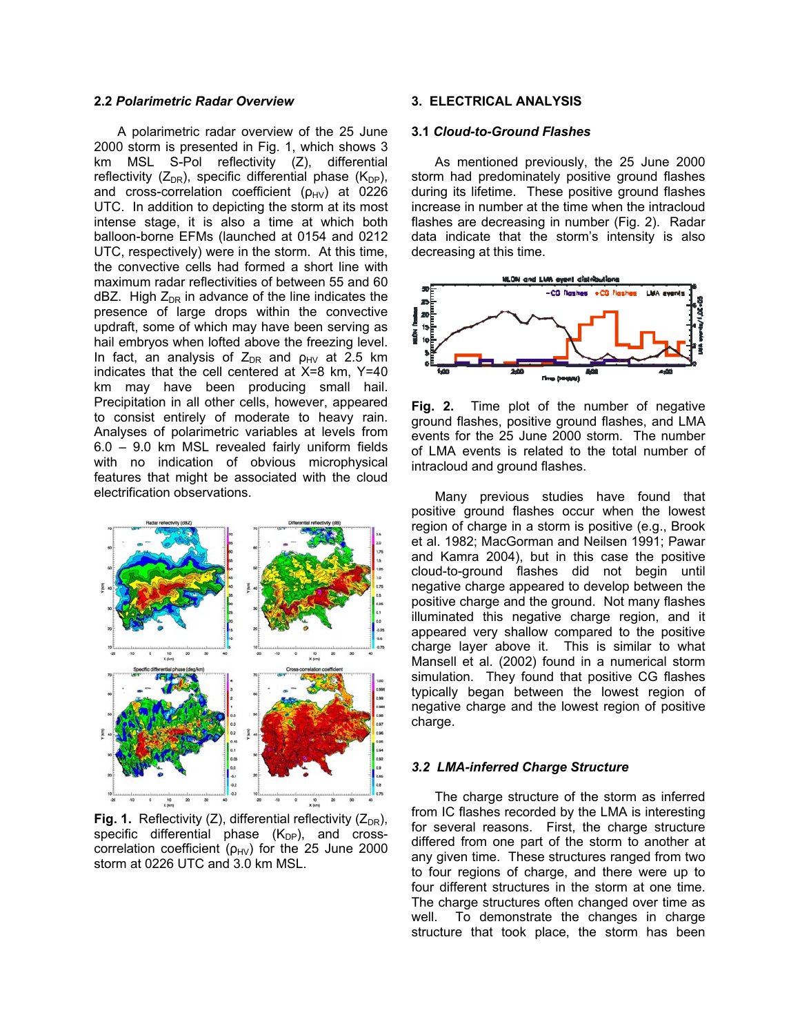### 2.2 *Polarimetric Radar Overview*

A polarimetric radar overview of the 25 June 2000 storm is presented in Fig. 1, which shows 3 km MSL S-Pol reflectivity (Z), differential reflectivity ($Z_{DR}$), specific differential phase ($K_{DP}$), and cross-correlation coefficient ($\rho_{HV}$) at 0226 UTC. In addition to depicting the storm at its most intense stage, it is also a time at which both balloon-borne EFMs (launched at 0154 and 0212 UTC, respectively) were in the storm. At this time, the convective cells had formed a short line with maximum radar reflectivities of between 55 and 60 dBZ. High $Z_{DR}$ in advance of the line indicates the presence of large drops within the convective updraft, some of which may have been serving as hail embryos when lofted above the freezing level. In fact, an analysis of $Z_{DR}$ and $\rho_{HV}$ at 2.5 km indicates that the cell centered at X=8 km, Y=40 km may have been producing small hail. Precipitation in all other cells, however, appeared to consist entirely of moderate to heavy rain. Analyses of polarimetric variables at levels from 6.0 – 9.0 km MSL revealed fairly uniform fields with no indication of obvious microphysical features that might be associated with the cloud electrification observations.

**Fig. 1.** Reflectivity (Z), differential reflectivity ($Z_{DR}$), specific differential phase ($K_{DP}$), and cross-correlation coefficient ($\rho_{HV}$) for the 25 June 2000 storm at 0226 UTC and 3.0 km MSL.

## 3. ELECTRICAL ANALYSIS

### 3.1 *Cloud-to-Ground Flashes*

As mentioned previously, the 25 June 2000 storm had predominately positive ground flashes during its lifetime. These positive ground flashes increase in number at the time when the intracloud flashes are decreasing in number (Fig. 2). Radar data indicate that the storm's intensity is also decreasing at this time.

**Fig. 2.** Time plot of the number of negative ground flashes, positive ground flashes, and LMA events for the 25 June 2000 storm. The number of LMA events is related to the total number of intracloud and ground flashes.

Many previous studies have found that positive ground flashes occur when the lowest region of charge in a storm is positive (e.g., Brook et al. 1982; MacGorman and Neilsen 1991; Pawar and Kamra 2004), but in this case the positive cloud-to-ground flashes did not begin until negative charge appeared to develop between the positive charge and the ground. Not many flashes illuminated this negative charge region, and it appeared very shallow compared to the positive charge layer above it. This is similar to what Mansell et al. (2002) found in a numerical storm simulation. They found that positive CG flashes typically began between the lowest region of negative charge and the lowest region of positive charge.

### 3.2 *LMA-inferred Charge Structure*

The charge structure of the storm as inferred from IC flashes recorded by the LMA is interesting for several reasons. First, the charge structure differed from one part of the storm to another at any given time. These structures ranged from two to four regions of charge, and there were up to four different structures in the storm at one time. The charge structures often changed over time as well. To demonstrate the changes in charge structure that took place, the storm has been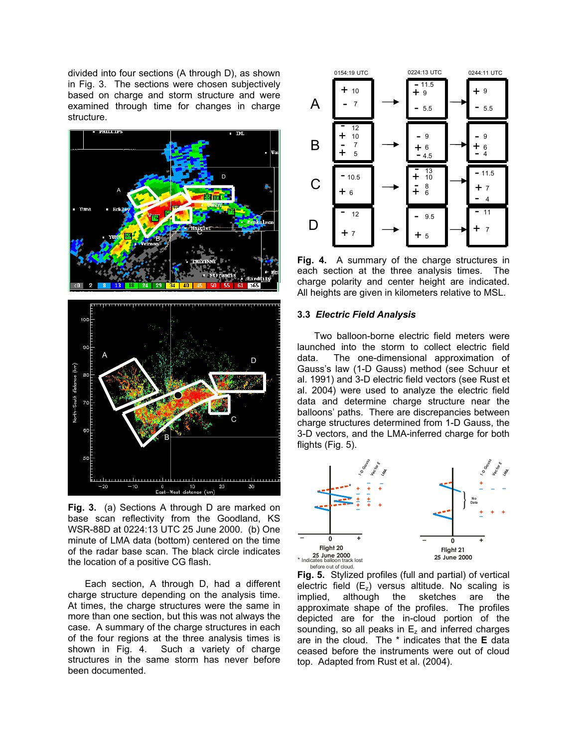divided into four sections (A through D), as shown in Fig. 3. The sections were chosen subjectively based on charge and storm structure and were examined through time for changes in charge structure.

**Fig. 3.** (a) Sections A through D are marked on base scan reflectivity from the Goodland, KS WSR-88D at 0224:13 UTC 25 June 2000. (b) One minute of LMA data (bottom) centered on the time of the radar base scan. The black circle indicates the location of a positive CG flash.

Each section, A through D, had a different charge structure depending on the analysis time. At times, the charge structures were the same in more than one section, but this was not always the case. A summary of the charge structures in each of the four regions at the three analysis times is shown in Fig. 4. Such a variety of charge structures in the same storm has never before been documented.

| Section | 0154:19 UTC | 0224:13 UTC | 0244:11 UTC |
|---|---|---|---|
| A | + 10<br>- 7 | - 11.5<br>+ 9<br>- 5.5 | + 9<br>- 5.5 |
| B | - 12<br>+ 10<br>- 7<br>+ 5 | - 9<br>+ 6<br>- 4.5 | - 9<br>+ 6<br>- 4 |
| C | - 10.5<br>+ 6 | - 13<br>+ 10<br>- 8<br>+ 6 | - 11.5<br>+ 7<br>- 4 |
| D | - 12<br>+ 7 | - 9.5<br>+ 5 | - 11<br>+ 7 |

**Fig. 4.** A summary of the charge structures in each section at the three analysis times. The charge polarity and center height are indicated. All heights are given in kilometers relative to MSL.

### 3.3 *Electric Field Analysis*

Two balloon-borne electric field meters were launched into the storm to collect electric field data. The one-dimensional approximation of Gauss's law (1-D Gauss) method (see Schuur et al. 1991) and 3-D electric field vectors (see Rust et al. 2004) were used to analyze the electric field data and determine charge structure near the balloons' paths. There are discrepancies between charge structures determined from 1-D Gauss, the 3-D vectors, and the LMA-inferred charge for both flights (Fig. 5).

Flight 20, 25 June 2000 — * Indicates balloon track lost before out of cloud.
Flight 21, 25 June 2000

**Fig. 5.** Stylized profiles (full and partial) of vertical electric field ($E_z$) versus altitude. No scaling is implied, although the sketches are the approximate shape of the profiles. The profiles depicted are for the in-cloud portion of the sounding, so all peaks in $E_z$ and inferred charges are in the cloud. The * indicates that the **E** data ceased before the instruments were out of cloud top. Adapted from Rust et al. (2004).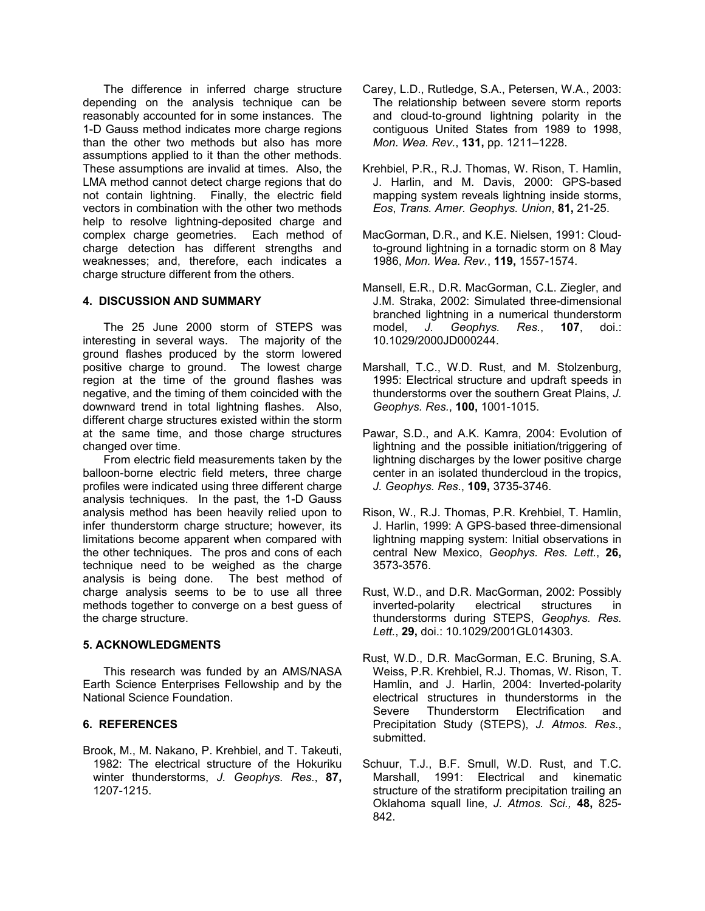The difference in inferred charge structure depending on the analysis technique can be reasonably accounted for in some instances. The 1-D Gauss method indicates more charge regions than the other two methods but also has more assumptions applied to it than the other methods. These assumptions are invalid at times. Also, the LMA method cannot detect charge regions that do not contain lightning. Finally, the electric field vectors in combination with the other two methods help to resolve lightning-deposited charge and complex charge geometries. Each method of charge detection has different strengths and weaknesses; and, therefore, each indicates a charge structure different from the others.

## 4. DISCUSSION AND SUMMARY

The 25 June 2000 storm of STEPS was interesting in several ways. The majority of the ground flashes produced by the storm lowered positive charge to ground. The lowest charge region at the time of the ground flashes was negative, and the timing of them coincided with the downward trend in total lightning flashes. Also, different charge structures existed within the storm at the same time, and those charge structures changed over time.

From electric field measurements taken by the balloon-borne electric field meters, three charge profiles were indicated using three different charge analysis techniques. In the past, the 1-D Gauss analysis method has been heavily relied upon to infer thunderstorm charge structure; however, its limitations become apparent when compared with the other techniques. The pros and cons of each technique need to be weighed as the charge analysis is being done. The best method of charge analysis seems to be to use all three methods together to converge on a best guess of the charge structure.

## 5. ACKNOWLEDGMENTS

This research was funded by an AMS/NASA Earth Science Enterprises Fellowship and by the National Science Foundation.

## 6. REFERENCES

Brook, M., M. Nakano, P. Krehbiel, and T. Takeuti, 1982: The electrical structure of the Hokuriku winter thunderstorms, *J. Geophys. Res.*, **87,** 1207-1215.

Carey, L.D., Rutledge, S.A., Petersen, W.A., 2003: The relationship between severe storm reports and cloud-to-ground lightning polarity in the contiguous United States from 1989 to 1998, *Mon. Wea. Rev.*, **131,** pp. 1211–1228.

Krehbiel, P.R., R.J. Thomas, W. Rison, T. Hamlin, J. Harlin, and M. Davis, 2000: GPS-based mapping system reveals lightning inside storms, *Eos*, *Trans. Amer. Geophys. Union*, **81,** 21-25.

MacGorman, D.R., and K.E. Nielsen, 1991: Cloud-to-ground lightning in a tornadic storm on 8 May 1986, *Mon. Wea. Rev.*, **119,** 1557-1574.

Mansell, E.R., D.R. MacGorman, C.L. Ziegler, and J.M. Straka, 2002: Simulated three-dimensional branched lightning in a numerical thunderstorm model, *J. Geophys. Res.*, **107**, doi.: 10.1029/2000JD000244.

Marshall, T.C., W.D. Rust, and M. Stolzenburg, 1995: Electrical structure and updraft speeds in thunderstorms over the southern Great Plains, *J. Geophys. Res.*, **100,** 1001-1015.

Pawar, S.D., and A.K. Kamra, 2004: Evolution of lightning and the possible initiation/triggering of lightning discharges by the lower positive charge center in an isolated thundercloud in the tropics, *J. Geophys. Res.*, **109,** 3735-3746.

Rison, W., R.J. Thomas, P.R. Krehbiel, T. Hamlin, J. Harlin, 1999: A GPS-based three-dimensional lightning mapping system: Initial observations in central New Mexico, *Geophys. Res. Lett.*, **26,** 3573-3576.

Rust, W.D., and D.R. MacGorman, 2002: Possibly inverted-polarity electrical structures in thunderstorms during STEPS, *Geophys. Res. Lett.*, **29,** doi.: 10.1029/2001GL014303.

Rust, W.D., D.R. MacGorman, E.C. Bruning, S.A. Weiss, P.R. Krehbiel, R.J. Thomas, W. Rison, T. Hamlin, and J. Harlin, 2004: Inverted-polarity electrical structures in thunderstorms in the Severe Thunderstorm Electrification and Precipitation Study (STEPS), *J. Atmos. Res.*, submitted.

Schuur, T.J., B.F. Smull, W.D. Rust, and T.C. Marshall, 1991: Electrical and kinematic structure of the stratiform precipitation trailing an Oklahoma squall line, *J. Atmos. Sci.,* **48,** 825-842.